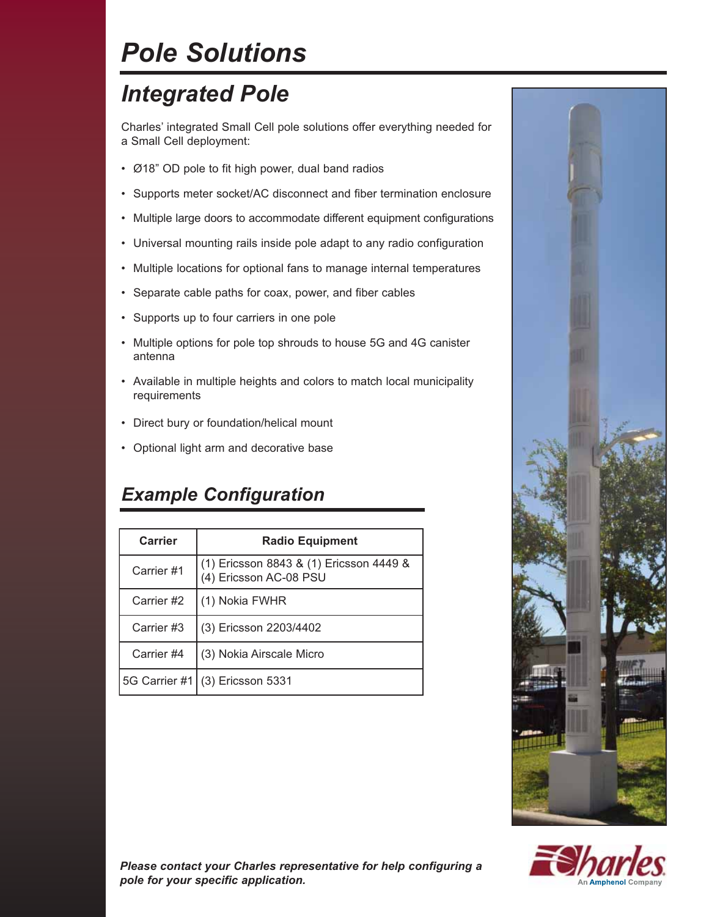# Pole Solutions

## Integrated Pole

Charles' integrated Small Cell pole solutions offer everything needed for a Small Cell deployment:

- Ø18" OD pole to fit high power, dual band radios
- Supports meter socket/AC disconnect and fiber termination enclosure
- Multiple large doors to accommodate different equipment configurations
- Universal mounting rails inside pole adapt to any radio configuration
- Multiple locations for optional fans to manage internal temperatures
- Separate cable paths for coax, power, and fiber cables
- Supports up to four carriers in one pole
- Multiple options for pole top shrouds to house 5G and 4G canister antenna
- Available in multiple heights and colors to match local municipality requirements
- Direct bury or foundation/helical mount
- Optional light arm and decorative base

## Example Configuration

| Carrier | Radio Equipment |
|---|---|
| Carrier #1 | (1) Ericsson 8843 & (1) Ericsson 4449 & (4) Ericsson AC-08 PSU |
| Carrier #2 | (1) Nokia FWHR |
| Carrier #3 | (3) Ericsson 2203/4402 |
| Carrier #4 | (3) Nokia Airscale Micro |
| 5G Carrier #1 | (3) Ericsson 5331 |

***Please contact your Charles representative for help configuring a pole for your specific application.***

Charles
An Amphenol Company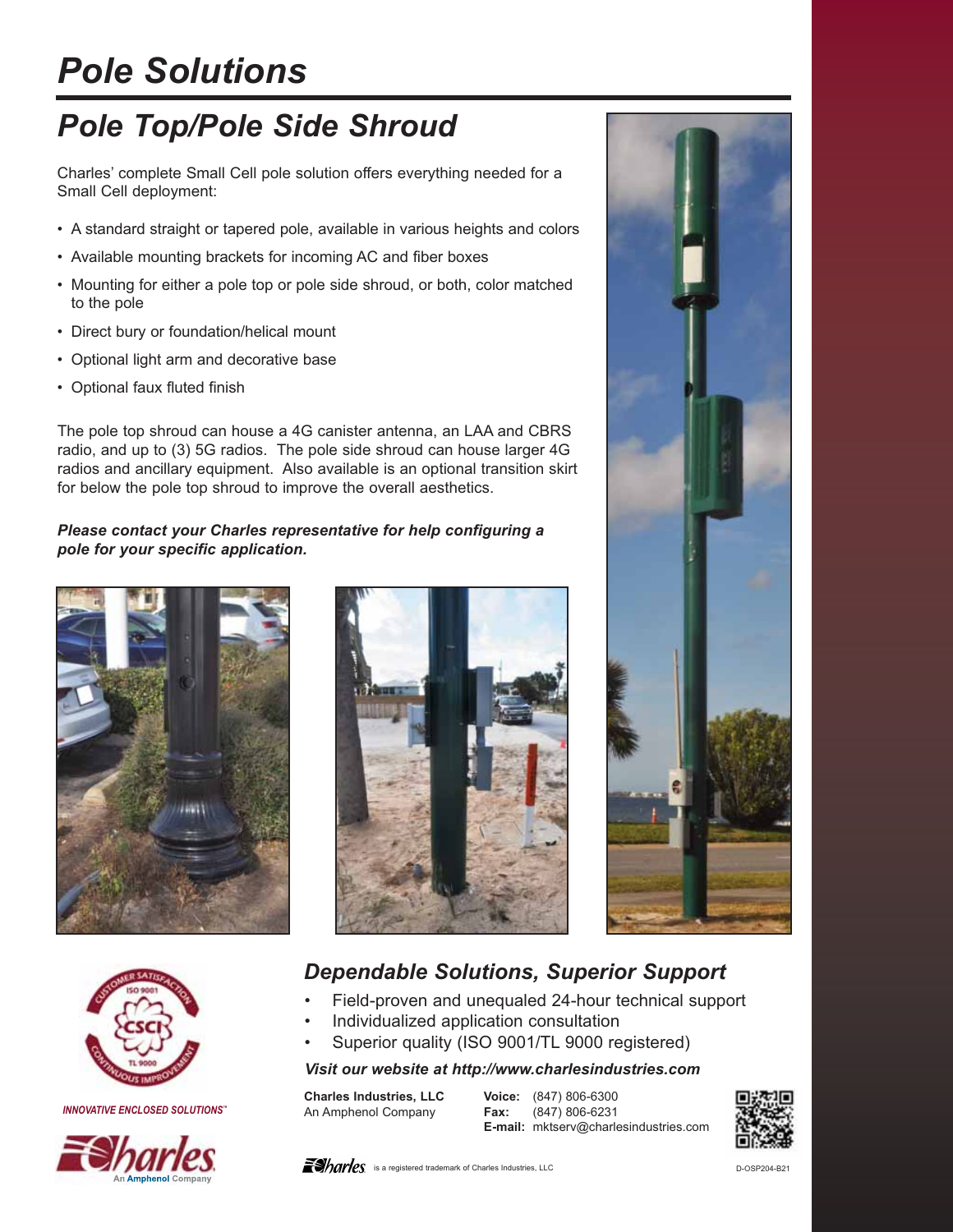# Pole Solutions

## Pole Top/Pole Side Shroud

Charles' complete Small Cell pole solution offers everything needed for a Small Cell deployment:

- A standard straight or tapered pole, available in various heights and colors
- Available mounting brackets for incoming AC and fiber boxes
- Mounting for either a pole top or pole side shroud, or both, color matched to the pole
- Direct bury or foundation/helical mount
- Optional light arm and decorative base
- Optional faux fluted finish

The pole top shroud can house a 4G canister antenna, an LAA and CBRS radio, and up to (3) 5G radios. The pole side shroud can house larger 4G radios and ancillary equipment. Also available is an optional transition skirt for below the pole top shroud to improve the overall aesthetics.

***Please contact your Charles representative for help configuring a pole for your specific application.***

### Dependable Solutions, Superior Support

- Field-proven and unequaled 24-hour technical support
- Individualized application consultation
- Superior quality (ISO 9001/TL 9000 registered)

***Visit our website at http://www.charlesindustries.com***

**Charles Industries, LLC**
An Amphenol Company

**Voice:** (847) 806-6300
**Fax:** (847) 806-6231
**E-mail:** mktserv@charlesindustries.com

*INNOVATIVE ENCLOSED SOLUTIONS™*

Charles is a registered trademark of Charles Industries, LLC

D-OSP204-B21